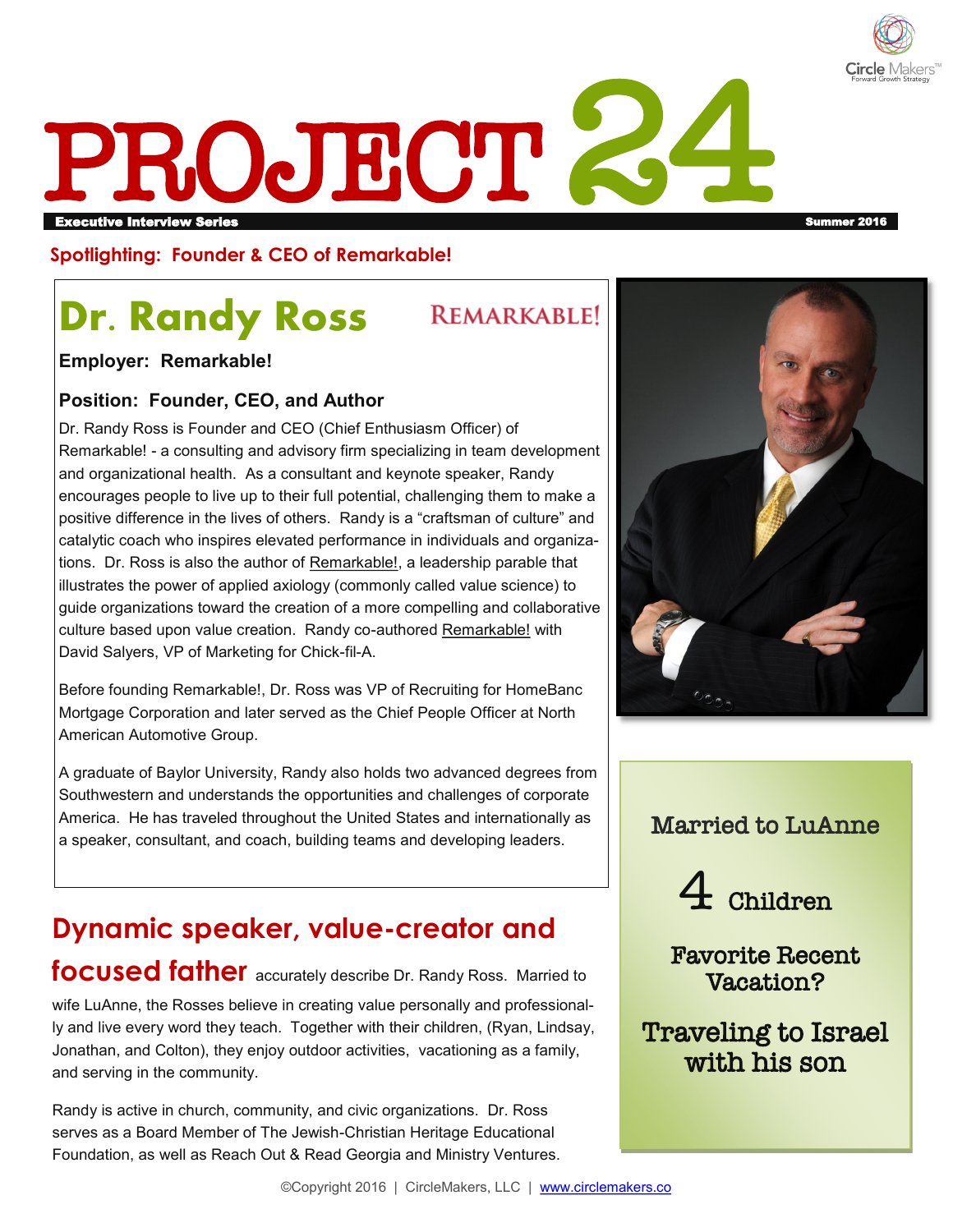# PROJECT 24

**Executive Interview Series** — **Summer 2016**

**Spotlighting: Founder & CEO of Remarkable!**

## Dr. Randy Ross

REMARKABLE!

**Employer: Remarkable!**

**Position: Founder, CEO, and Author**

Dr. Randy Ross is Founder and CEO (Chief Enthusiasm Officer) of Remarkable! - a consulting and advisory firm specializing in team development and organizational health. As a consultant and keynote speaker, Randy encourages people to live up to their full potential, challenging them to make a positive difference in the lives of others. Randy is a "craftsman of culture" and catalytic coach who inspires elevated performance in individuals and organizations. Dr. Ross is also the author of Remarkable!, a leadership parable that illustrates the power of applied axiology (commonly called value science) to guide organizations toward the creation of a more compelling and collaborative culture based upon value creation. Randy co-authored Remarkable! with David Salyers, VP of Marketing for Chick-fil-A.

Before founding Remarkable!, Dr. Ross was VP of Recruiting for HomeBanc Mortgage Corporation and later served as the Chief People Officer at North American Automotive Group.

A graduate of Baylor University, Randy also holds two advanced degrees from Southwestern and understands the opportunities and challenges of corporate America. He has traveled throughout the United States and internationally as a speaker, consultant, and coach, building teams and developing leaders.

**Dynamic speaker, value-creator and focused father** accurately describe Dr. Randy Ross. Married to wife LuAnne, the Rosses believe in creating value personally and professionally and live every word they teach. Together with their children, (Ryan, Lindsay, Jonathan, and Colton), they enjoy outdoor activities, vacationing as a family, and serving in the community.

Randy is active in church, community, and civic organizations. Dr. Ross serves as a Board Member of The Jewish-Christian Heritage Educational Foundation, as well as Reach Out & Read Georgia and Ministry Ventures.

Married to LuAnne

4 Children

Favorite Recent Vacation?

Traveling to Israel with his son

©Copyright 2016 | CircleMakers, LLC | www.circlemakers.co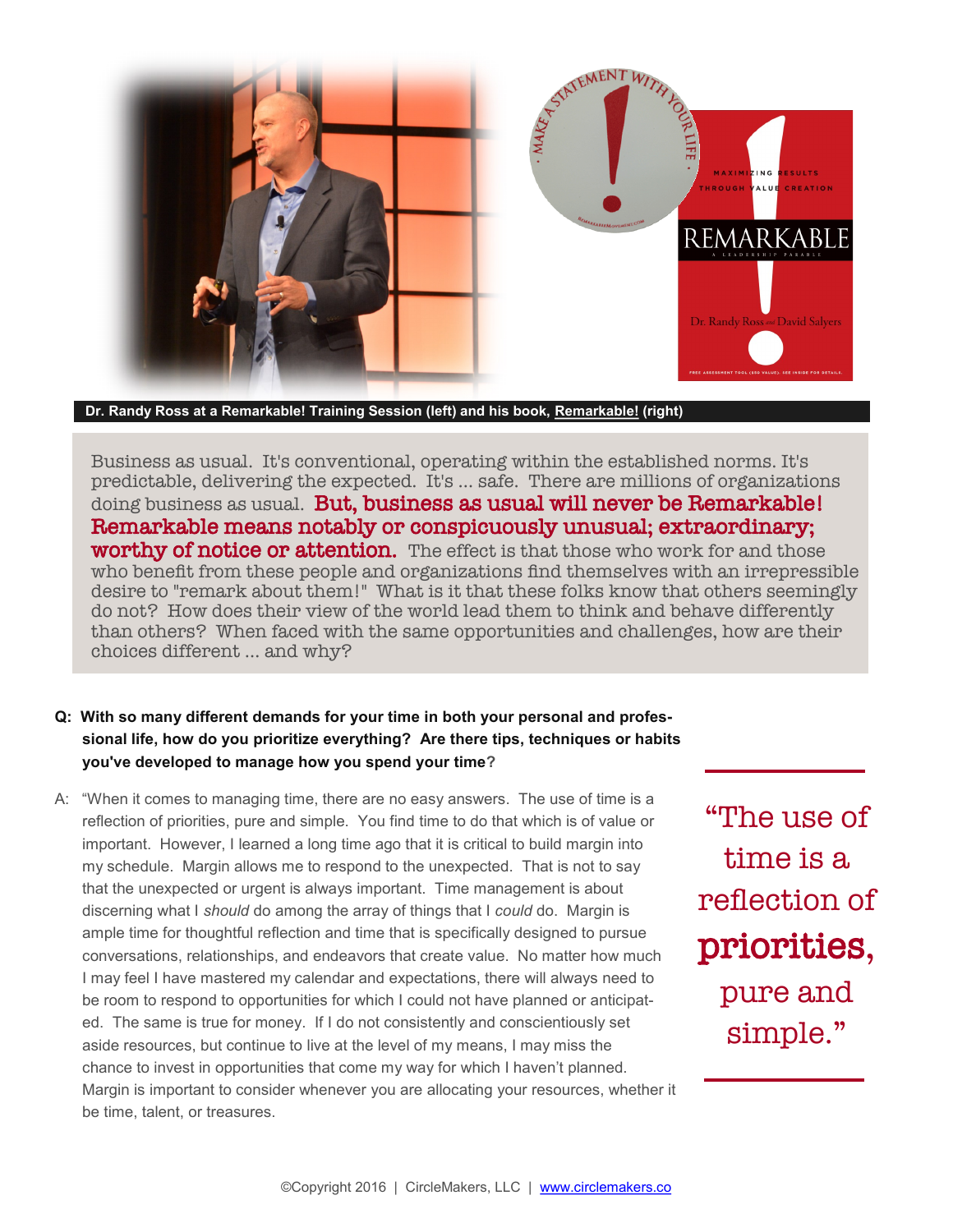**Dr. Randy Ross at a Remarkable! Training Session (left) and his book, Remarkable! (right)**

Business as usual. It's conventional, operating within the established norms. It's predictable, delivering the expected. It's ... safe. There are millions of organizations doing business as usual. **But, business as usual will never be Remarkable! Remarkable means notably or conspicuously unusual; extraordinary; worthy of notice or attention.** The effect is that those who work for and those who benefit from these people and organizations find themselves with an irrepressible desire to "remark about them!" What is it that these folks know that others seemingly do not? How does their view of the world lead them to think and behave differently than others? When faced with the same opportunities and challenges, how are their choices different ... and why?

**Q: With so many different demands for your time in both your personal and professional life, how do you prioritize everything? Are there tips, techniques or habits you've developed to manage how you spend your time?**

A: "When it comes to managing time, there are no easy answers. The use of time is a reflection of priorities, pure and simple. You find time to do that which is of value or important. However, I learned a long time ago that it is critical to build margin into my schedule. Margin allows me to respond to the unexpected. That is not to say that the unexpected or urgent is always important. Time management is about discerning what I *should* do among the array of things that I *could* do. Margin is ample time for thoughtful reflection and time that is specifically designed to pursue conversations, relationships, and endeavors that create value. No matter how much I may feel I have mastered my calendar and expectations, there will always need to be room to respond to opportunities for which I could not have planned or anticipated. The same is true for money. If I do not consistently and conscientiously set aside resources, but continue to live at the level of my means, I may miss the chance to invest in opportunities that come my way for which I haven't planned. Margin is important to consider whenever you are allocating your resources, whether it be time, talent, or treasures.

> "The use of time is a reflection of **priorities,** pure and simple."

©Copyright 2016 | CircleMakers, LLC | www.circlemakers.co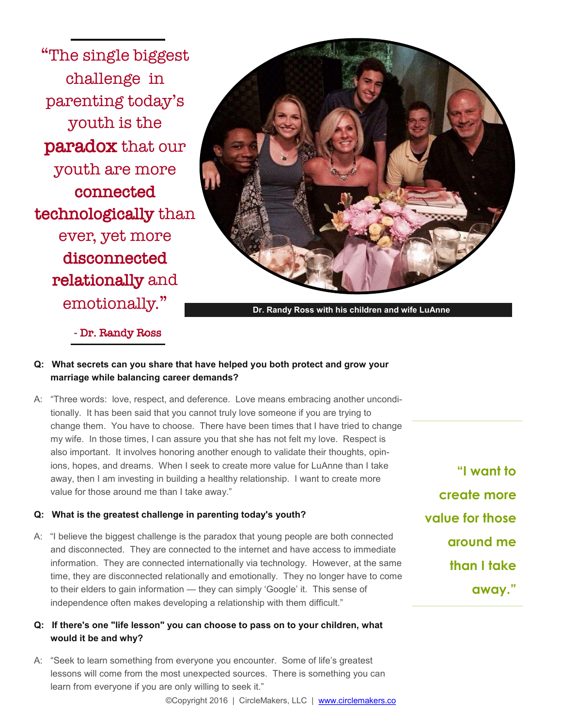"The single biggest challenge in parenting today's youth is the **paradox** that our youth are more **connected technologically** than ever, yet more **disconnected relationally** and emotionally."

- Dr. Randy Ross

Dr. Randy Ross with his children and wife LuAnne

**Q: What secrets can you share that have helped you both protect and grow your marriage while balancing career demands?**

A: "Three words: love, respect, and deference. Love means embracing another unconditionally. It has been said that you cannot truly love someone if you are trying to change them. You have to choose. There have been times that I have tried to change my wife. In those times, I can assure you that she has not felt my love. Respect is also important. It involves honoring another enough to validate their thoughts, opinions, hopes, and dreams. When I seek to create more value for LuAnne than I take away, then I am investing in building a healthy relationship. I want to create more value for those around me than I take away."

**"I want to create more value for those around me than I take away."**

**Q: What is the greatest challenge in parenting today's youth?**

A: "I believe the biggest challenge is the paradox that young people are both connected and disconnected. They are connected to the internet and have access to immediate information. They are connected internationally via technology. However, at the same time, they are disconnected relationally and emotionally. They no longer have to come to their elders to gain information — they can simply 'Google' it. This sense of independence often makes developing a relationship with them difficult."

**Q: If there's one "life lesson" you can choose to pass on to your children, what would it be and why?**

A: "Seek to learn something from everyone you encounter. Some of life's greatest lessons will come from the most unexpected sources. There is something you can learn from everyone if you are only willing to seek it."

©Copyright 2016 | CircleMakers, LLC | www.circlemakers.co